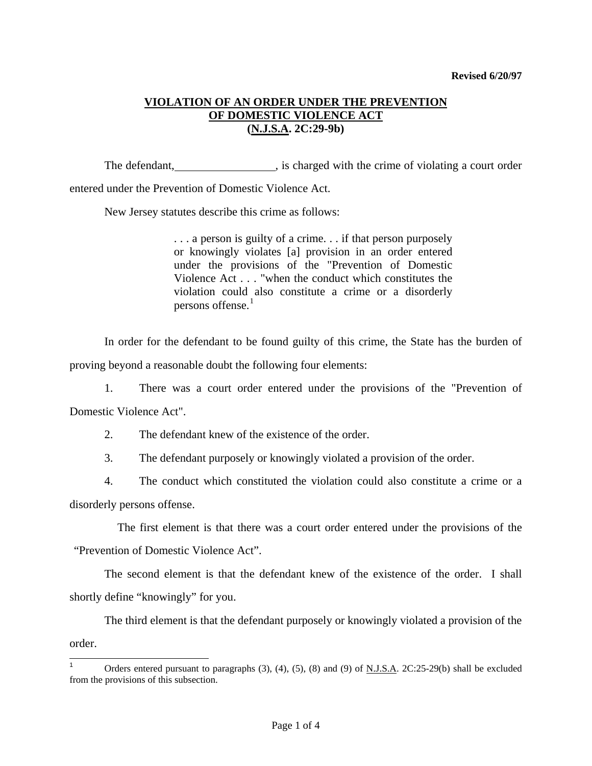**Revised 6/20/97**

# VIOLATION OF AN ORDER UNDER THE PREVENTION OF DOMESTIC VIOLENCE ACT (N.J.S.A. 2C:29-9b)

The defendant, \_\_\_\_\_\_\_\_\_\_\_\_\_\_\_\_\_, is charged with the crime of violating a court order entered under the Prevention of Domestic Violence Act.

New Jersey statutes describe this crime as follows:

> . . . a person is guilty of a crime. . . if that person purposely or knowingly violates [a] provision in an order entered under the provisions of the "Prevention of Domestic Violence Act . . . "when the conduct which constitutes the violation could also constitute a crime or a disorderly persons offense.[1]

In order for the defendant to be found guilty of this crime, the State has the burden of proving beyond a reasonable doubt the following four elements:

1. There was a court order entered under the provisions of the "Prevention of Domestic Violence Act".
2. The defendant knew of the existence of the order.
3. The defendant purposely or knowingly violated a provision of the order.
4. The conduct which constituted the violation could also constitute a crime or a disorderly persons offense.

The first element is that there was a court order entered under the provisions of the "Prevention of Domestic Violence Act".

The second element is that the defendant knew of the existence of the order. I shall shortly define "knowingly" for you.

The third element is that the defendant purposely or knowingly violated a provision of the order.

---

[1] Orders entered pursuant to paragraphs (3), (4), (5), (8) and (9) of N.J.S.A. 2C:25-29(b) shall be excluded from the provisions of this subsection.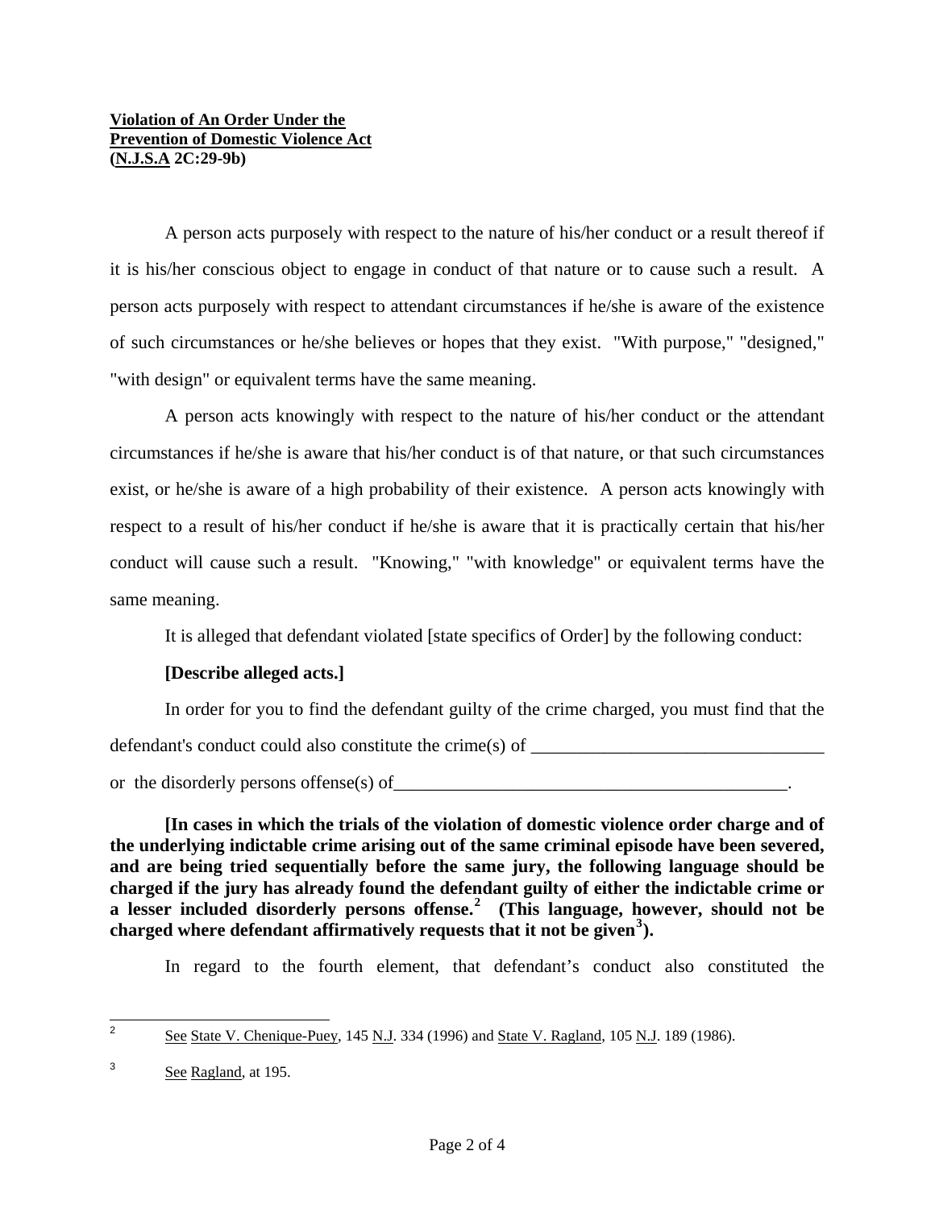**Violation of An Order Under the Prevention of Domestic Violence Act (N.J.S.A 2C:29-9b)**

A person acts purposely with respect to the nature of his/her conduct or a result thereof if it is his/her conscious object to engage in conduct of that nature or to cause such a result. A person acts purposely with respect to attendant circumstances if he/she is aware of the existence of such circumstances or he/she believes or hopes that they exist. "With purpose," "designed," "with design" or equivalent terms have the same meaning.

A person acts knowingly with respect to the nature of his/her conduct or the attendant circumstances if he/she is aware that his/her conduct is of that nature, or that such circumstances exist, or he/she is aware of a high probability of their existence. A person acts knowingly with respect to a result of his/her conduct if he/she is aware that it is practically certain that his/her conduct will cause such a result. "Knowing," "with knowledge" or equivalent terms have the same meaning.

It is alleged that defendant violated [state specifics of Order] by the following conduct:

**[Describe alleged acts.]**

In order for you to find the defendant guilty of the crime charged, you must find that the defendant's conduct could also constitute the crime(s) of ________________________________ or the disorderly persons offense(s) of____________________________________________.

**[In cases in which the trials of the violation of domestic violence order charge and of the underlying indictable crime arising out of the same criminal episode have been severed, and are being tried sequentially before the same jury, the following language should be charged if the jury has already found the defendant guilty of either the indictable crime or a lesser included disorderly persons offense.[2] (This language, however, should not be charged where defendant affirmatively requests that it not be given[3]).**

In regard to the fourth element, that defendant's conduct also constituted the

---

[2] See State V. Chenique-Puey, 145 N.J. 334 (1996) and State V. Ragland, 105 N.J. 189 (1986).

[3] See Ragland, at 195.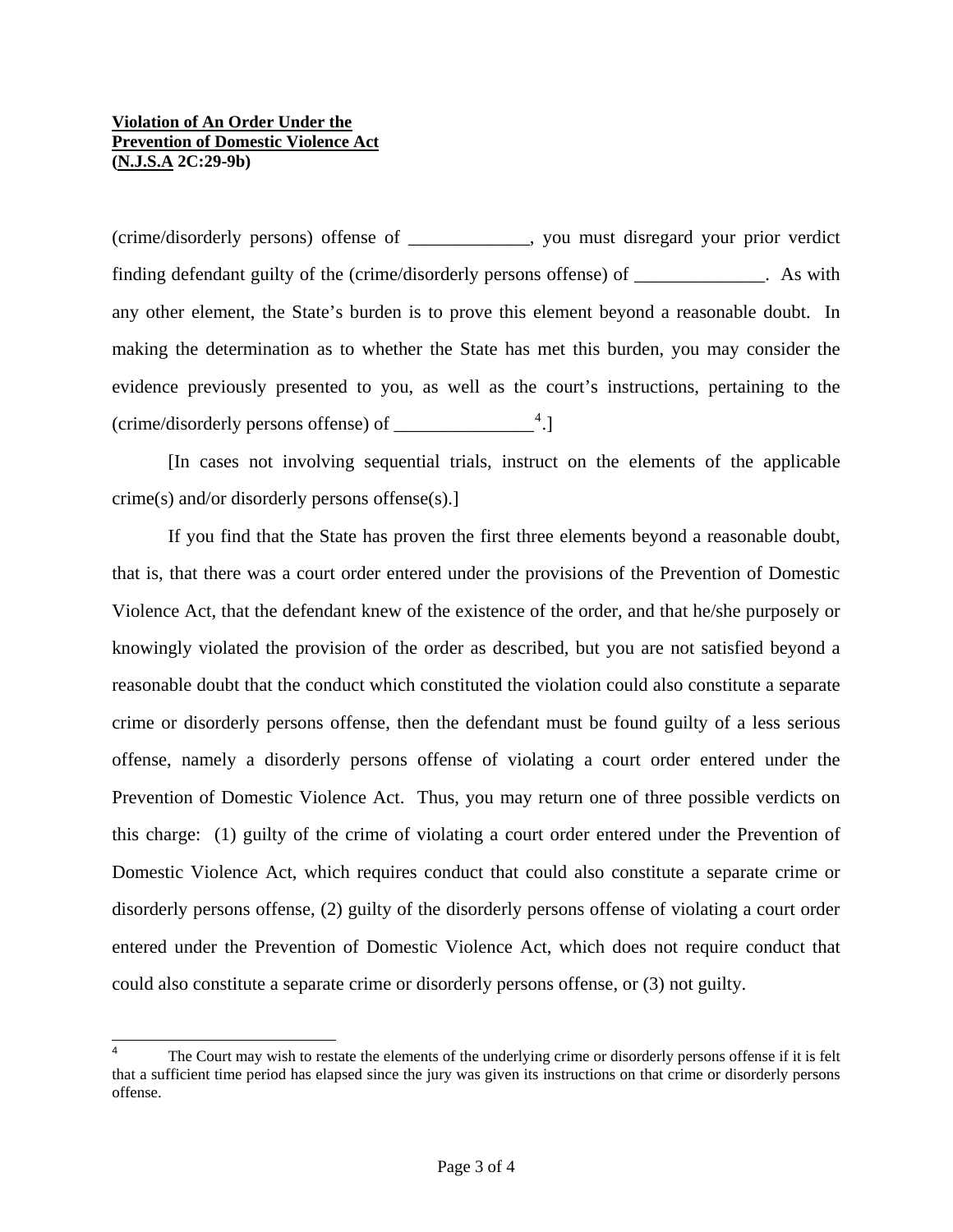(crime/disorderly persons) offense of _____________, you must disregard your prior verdict finding defendant guilty of the (crime/disorderly persons offense) of ______________. As with any other element, the State's burden is to prove this element beyond a reasonable doubt. In making the determination as to whether the State has met this burden, you may consider the evidence previously presented to you, as well as the court's instructions, pertaining to the (crime/disorderly persons offense) of _______________[4].]

[In cases not involving sequential trials, instruct on the elements of the applicable crime(s) and/or disorderly persons offense(s).]

If you find that the State has proven the first three elements beyond a reasonable doubt, that is, that there was a court order entered under the provisions of the Prevention of Domestic Violence Act, that the defendant knew of the existence of the order, and that he/she purposely or knowingly violated the provision of the order as described, but you are not satisfied beyond a reasonable doubt that the conduct which constituted the violation could also constitute a separate crime or disorderly persons offense, then the defendant must be found guilty of a less serious offense, namely a disorderly persons offense of violating a court order entered under the Prevention of Domestic Violence Act. Thus, you may return one of three possible verdicts on this charge: (1) guilty of the crime of violating a court order entered under the Prevention of Domestic Violence Act, which requires conduct that could also constitute a separate crime or disorderly persons offense, (2) guilty of the disorderly persons offense of violating a court order entered under the Prevention of Domestic Violence Act, which does not require conduct that could also constitute a separate crime or disorderly persons offense, or (3) not guilty.

---

[4] The Court may wish to restate the elements of the underlying crime or disorderly persons offense if it is felt that a sufficient time period has elapsed since the jury was given its instructions on that crime or disorderly persons offense.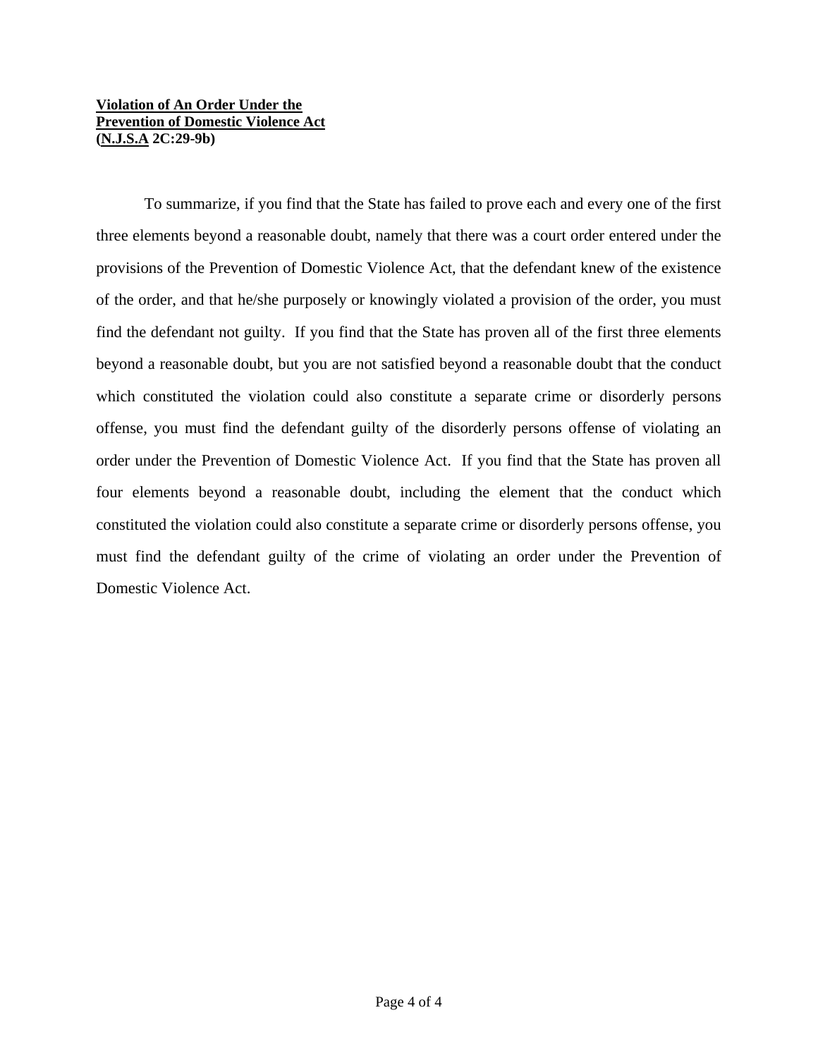To summarize, if you find that the State has failed to prove each and every one of the first three elements beyond a reasonable doubt, namely that there was a court order entered under the provisions of the Prevention of Domestic Violence Act, that the defendant knew of the existence of the order, and that he/she purposely or knowingly violated a provision of the order, you must find the defendant not guilty. If you find that the State has proven all of the first three elements beyond a reasonable doubt, but you are not satisfied beyond a reasonable doubt that the conduct which constituted the violation could also constitute a separate crime or disorderly persons offense, you must find the defendant guilty of the disorderly persons offense of violating an order under the Prevention of Domestic Violence Act. If you find that the State has proven all four elements beyond a reasonable doubt, including the element that the conduct which constituted the violation could also constitute a separate crime or disorderly persons offense, you must find the defendant guilty of the crime of violating an order under the Prevention of Domestic Violence Act.